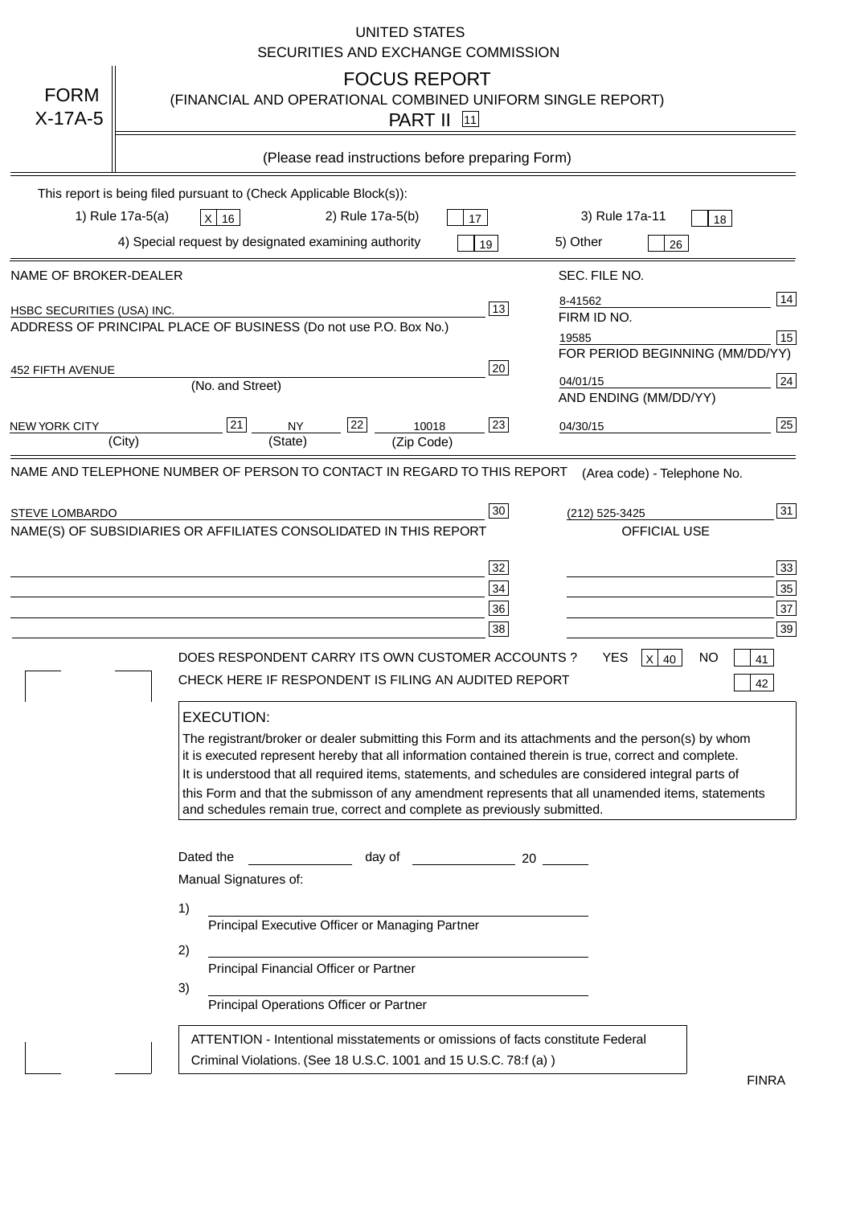UNITED STATES
SECURITIES AND EXCHANGE COMMISSION

# FORM X-17A-5

## FOCUS REPORT
(FINANCIAL AND OPERATIONAL COMBINED UNIFORM SINGLE REPORT)

PART II [11]

(Please read instructions before preparing Form)

This report is being filed pursuant to (Check Applicable Block(s)):

1) Rule 17a-5(a) [X] 16    2) Rule 17a-5(b) [ ] 17    3) Rule 17a-11 [ ] 18

4) Special request by designated examining authority [ ] 19    5) Other [ ] 26

| NAME OF BROKER-DEALER | | SEC. FILE NO. | |
|---|---|---|---|
| HSBC SECURITIES (USA) INC. | 13 | 8-41562 | 14 |
| ADDRESS OF PRINCIPAL PLACE OF BUSINESS (Do not use P.O. Box No.) | | FIRM ID NO. | |
| | | 19585 | 15 |
| 452 FIFTH AVENUE (No. and Street) | 20 | FOR PERIOD BEGINNING (MM/DD/YY) | |
| | | 04/01/15 | 24 |
| NEW YORK CITY (City) [21] NY (State) [22] 10018 (Zip Code) | 23 | AND ENDING (MM/DD/YY) | |
| | | 04/30/15 | 25 |

NAME AND TELEPHONE NUMBER OF PERSON TO CONTACT IN REGARD TO THIS REPORT    (Area code) - Telephone No.

STEVE LOMBARDO [30]    (212) 525-3425 [31]

NAME(S) OF SUBSIDIARIES OR AFFILIATES CONSOLIDATED IN THIS REPORT    OFFICIAL USE

| | | | |
|---|---|---|---|
| | 32 | | 33 |
| | 34 | | 35 |
| | 36 | | 37 |
| | 38 | | 39 |

DOES RESPONDENT CARRY ITS OWN CUSTOMER ACCOUNTS ?    YES [X] 40    NO [ ] 41

CHECK HERE IF RESPONDENT IS FILING AN AUDITED REPORT [ ] 42

**EXECUTION:**

The registrant/broker or dealer submitting this Form and its attachments and the person(s) by whom it is executed represent hereby that all information contained therein is true, correct and complete. It is understood that all required items, statements, and schedules are considered integral parts of this Form and that the submisson of any amendment represents that all unamended items, statements and schedules remain true, correct and complete as previously submitted.

Dated the ____________ day of ____________ 20 ______

Manual Signatures of:

1) ______________________________
Principal Executive Officer or Managing Partner

2) ______________________________
Principal Financial Officer or Partner

3) ______________________________
Principal Operations Officer or Partner

ATTENTION - Intentional misstatements or omissions of facts constitute Federal Criminal Violations. (See 18 U.S.C. 1001 and 15 U.S.C. 78:f (a) )

FINRA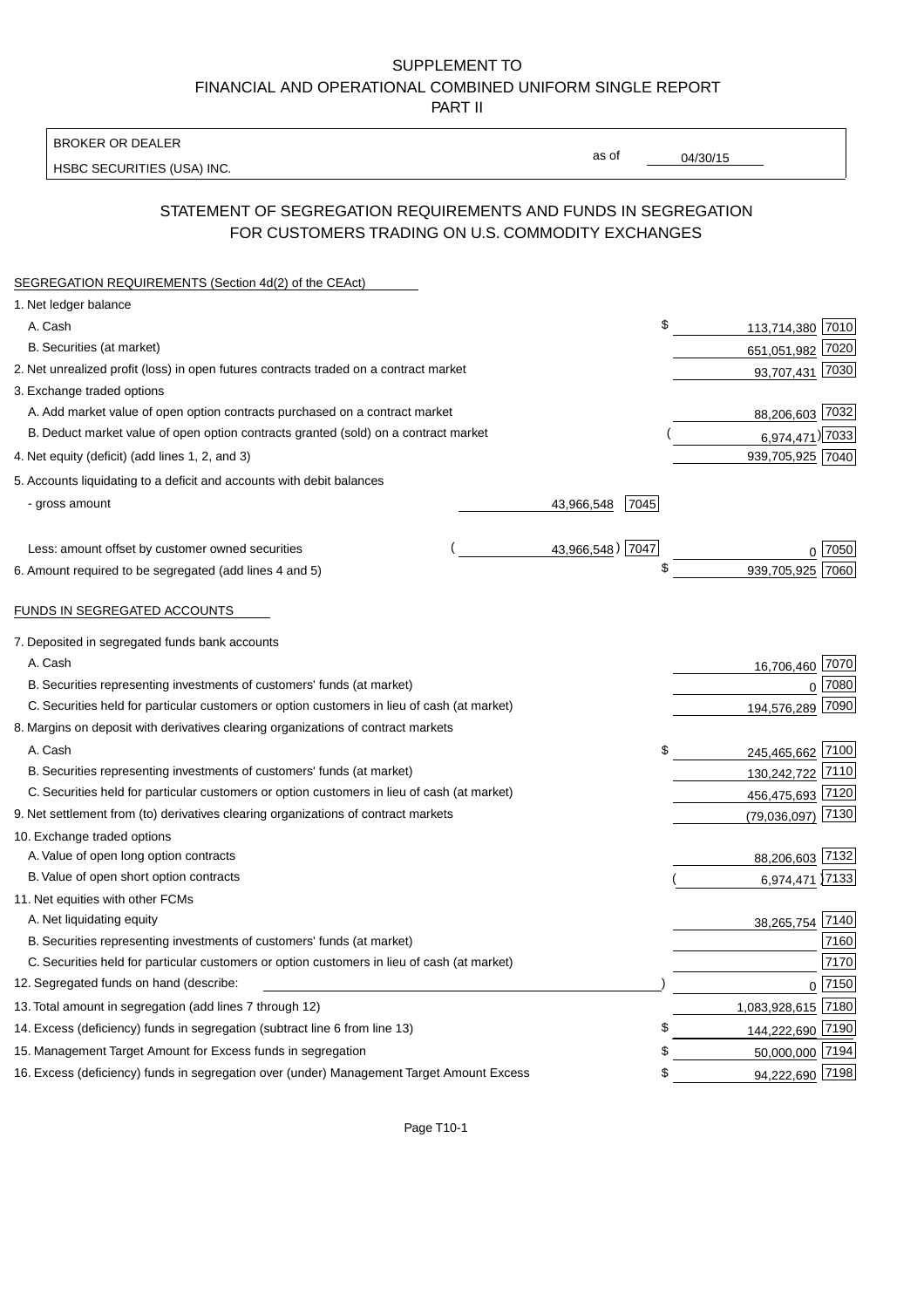SUPPLEMENT TO
FINANCIAL AND OPERATIONAL COMBINED UNIFORM SINGLE REPORT
PART II

BROKER OR DEALER

HSBC SECURITIES (USA) INC.

as of 04/30/15

## STATEMENT OF SEGREGATION REQUIREMENTS AND FUNDS IN SEGREGATION FOR CUSTOMERS TRADING ON U.S. COMMODITY EXCHANGES

SEGREGATION REQUIREMENTS (Section 4d(2) of the CEAct)

| | | | |
|---|---|---|---|
| 1. Net ledger balance | | | |
| A. Cash | | $ 113,714,380 | 7010 |
| B. Securities (at market) | | 651,051,982 | 7020 |
| 2. Net unrealized profit (loss) in open futures contracts traded on a contract market | | 93,707,431 | 7030 |
| 3. Exchange traded options | | | |
| A. Add market value of open option contracts purchased on a contract market | | 88,206,603 | 7032 |
| B. Deduct market value of open option contracts granted (sold) on a contract market | | (6,974,471) | 7033 |
| 4. Net equity (deficit) (add lines 1, 2, and 3) | | 939,705,925 | 7040 |
| 5. Accounts liquidating to a deficit and accounts with debit balances | | | |
| - gross amount | 43,966,548 [7045] | | |
| Less: amount offset by customer owned securities | (43,966,548) [7047] | 0 | 7050 |
| 6. Amount required to be segregated (add lines 4 and 5) | | $ 939,705,925 | 7060 |

FUNDS IN SEGREGATED ACCOUNTS

| | | |
|---|---|---|
| 7. Deposited in segregated funds bank accounts | | |
| A. Cash | 16,706,460 | 7070 |
| B. Securities representing investments of customers' funds (at market) | 0 | 7080 |
| C. Securities held for particular customers or option customers in lieu of cash (at market) | 194,576,289 | 7090 |
| 8. Margins on deposit with derivatives clearing organizations of contract markets | | |
| A. Cash | $ 245,465,662 | 7100 |
| B. Securities representing investments of customers' funds (at market) | 130,242,722 | 7110 |
| C. Securities held for particular customers or option customers in lieu of cash (at market) | 456,475,693 | 7120 |
| 9. Net settlement from (to) derivatives clearing organizations of contract markets | (79,036,097) | 7130 |
| 10. Exchange traded options | | |
| A. Value of open long option contracts | 88,206,603 | 7132 |
| B. Value of open short option contracts | (6,974,471) | 7133 |
| 11. Net equities with other FCMs | | |
| A. Net liquidating equity | 38,265,754 | 7140 |
| B. Securities representing investments of customers' funds (at market) | | 7160 |
| C. Securities held for particular customers or option customers in lieu of cash (at market) | | 7170 |
| 12. Segregated funds on hand (describe: ) | 0 | 7150 |
| 13. Total amount in segregation (add lines 7 through 12) | 1,083,928,615 | 7180 |
| 14. Excess (deficiency) funds in segregation (subtract line 6 from line 13) | $ 144,222,690 | 7190 |
| 15. Management Target Amount for Excess funds in segregation | $ 50,000,000 | 7194 |
| 16. Excess (deficiency) funds in segregation over (under) Management Target Amount Excess | $ 94,222,690 | 7198 |

Page T10-1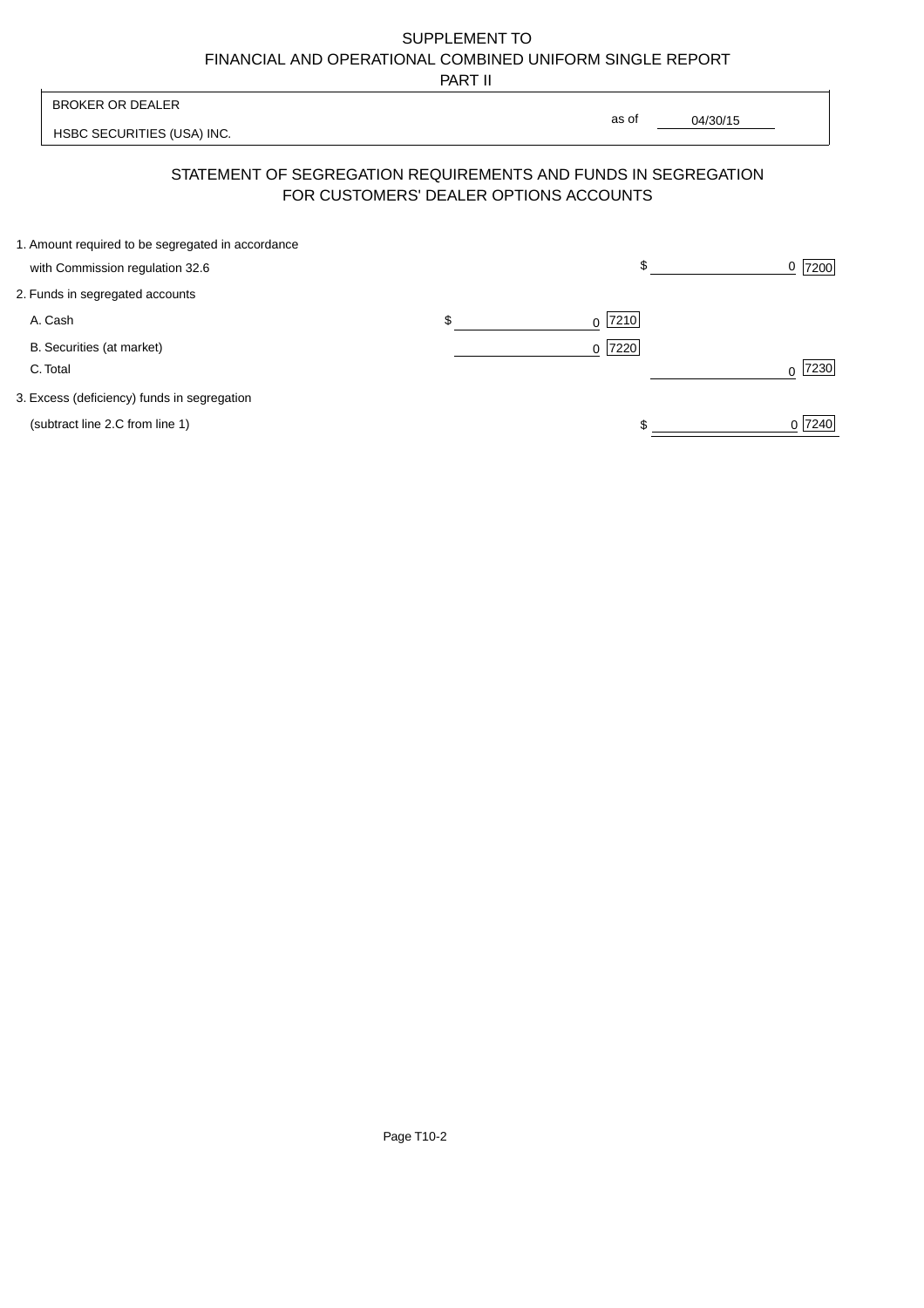SUPPLEMENT TO
FINANCIAL AND OPERATIONAL COMBINED UNIFORM SINGLE REPORT
PART II

| BROKER OR DEALER | | |
|---|---|---|
| HSBC SECURITIES (USA) INC. | as of | 04/30/15 |

## STATEMENT OF SEGREGATION REQUIREMENTS AND FUNDS IN SEGREGATION FOR CUSTOMERS' DEALER OPTIONS ACCOUNTS

| | | |
|---|---|---|
| 1. Amount required to be segregated in accordance with Commission regulation 32.6 | | $ 0 [7200] |
| 2. Funds in segregated accounts | | |
| A. Cash | $ 0 [7210] | |
| B. Securities (at market) | 0 [7220] | |
| C. Total | | 0 [7230] |
| 3. Excess (deficiency) funds in segregation (subtract line 2.C from line 1) | | $ 0 [7240] |

Page T10-2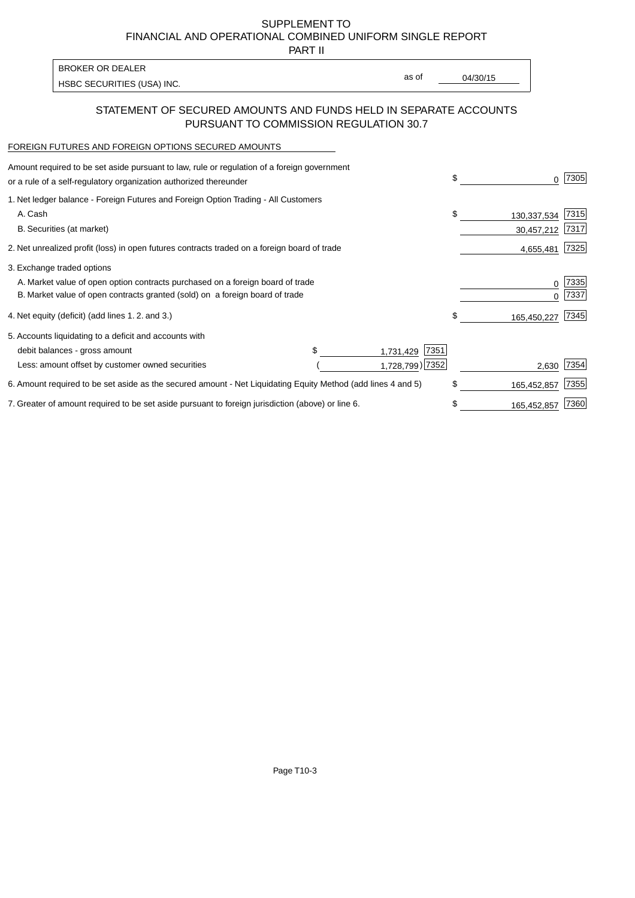SUPPLEMENT TO
FINANCIAL AND OPERATIONAL COMBINED UNIFORM SINGLE REPORT
PART II

BROKER OR DEALER
HSBC SECURITIES (USA) INC.

as of 04/30/15

## STATEMENT OF SECURED AMOUNTS AND FUNDS HELD IN SEPARATE ACCOUNTS PURSUANT TO COMMISSION REGULATION 30.7

FOREIGN FUTURES AND FOREIGN OPTIONS SECURED AMOUNTS

| | | | | |
|---|---|---|---|---|
| Amount required to be set aside pursuant to law, rule or regulation of a foreign government or a rule of a self-regulatory organization authorized thereunder | | | $ 0 | 7305 |
| 1. Net ledger balance - Foreign Futures and Foreign Option Trading - All Customers | | | | |
| A. Cash | | | $ 130,337,534 | 7315 |
| B. Securities (at market) | | | 30,457,212 | 7317 |
| 2. Net unrealized profit (loss) in open futures contracts traded on a foreign board of trade | | | 4,655,481 | 7325 |
| 3. Exchange traded options | | | | |
| A. Market value of open option contracts purchased on a foreign board of trade | | | 0 | 7335 |
| B. Market value of open contracts granted (sold) on a foreign board of trade | | | 0 | 7337 |
| 4. Net equity (deficit) (add lines 1. 2. and 3.) | | | $ 165,450,227 | 7345 |
| 5. Accounts liquidating to a deficit and accounts with | | | | |
| debit balances - gross amount | $ 1,731,429 | 7351 | | |
| Less: amount offset by customer owned securities | ( 1,728,799) | 7352 | 2,630 | 7354 |
| 6. Amount required to be set aside as the secured amount - Net Liquidating Equity Method (add lines 4 and 5) | | | $ 165,452,857 | 7355 |
| 7. Greater of amount required to be set aside pursuant to foreign jurisdiction (above) or line 6. | | | $ 165,452,857 | 7360 |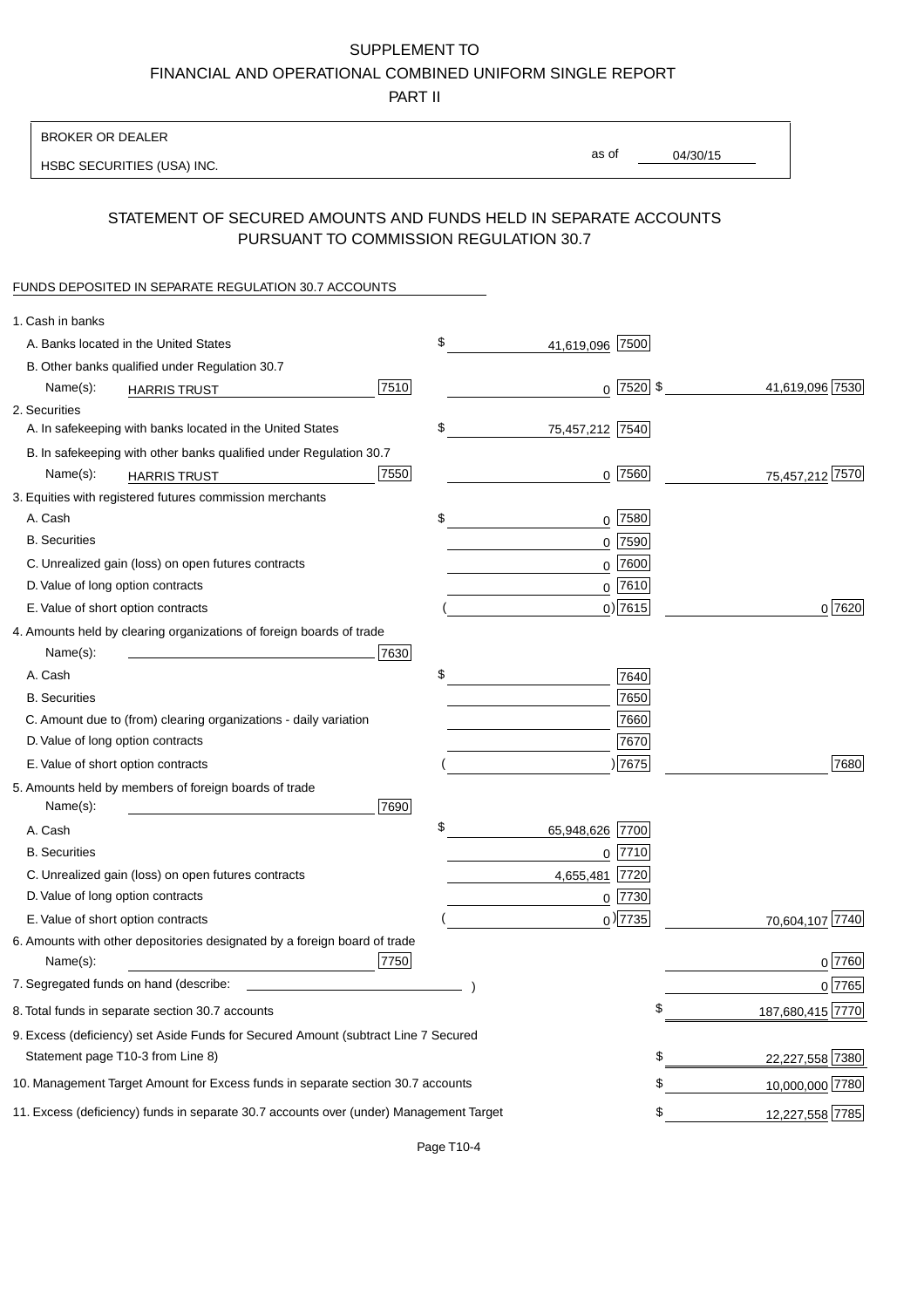SUPPLEMENT TO

FINANCIAL AND OPERATIONAL COMBINED UNIFORM SINGLE REPORT

PART II

BROKER OR DEALER

HSBC SECURITIES (USA) INC.

as of 04/30/15

## STATEMENT OF SECURED AMOUNTS AND FUNDS HELD IN SEPARATE ACCOUNTS PURSUANT TO COMMISSION REGULATION 30.7

FUNDS DEPOSITED IN SEPARATE REGULATION 30.7 ACCOUNTS

| | | | |
|---|---|---|---|
| 1. Cash in banks | | | |
| A. Banks located in the United States | | $ 41,619,096 [7500] | |
| B. Other banks qualified under Regulation 30.7 | | | |
| Name(s): HARRIS TRUST | [7510] | 0 [7520] | $ 41,619,096 [7530] |
| 2. Securities | | | |
| A. In safekeeping with banks located in the United States | | $ 75,457,212 [7540] | |
| B. In safekeeping with other banks qualified under Regulation 30.7 | | | |
| Name(s): HARRIS TRUST | [7550] | 0 [7560] | 75,457,212 [7570] |
| 3. Equities with registered futures commission merchants | | | |
| A. Cash | | $ 0 [7580] | |
| B. Securities | | 0 [7590] | |
| C. Unrealized gain (loss) on open futures contracts | | 0 [7600] | |
| D. Value of long option contracts | | 0 [7610] | |
| E. Value of short option contracts | | ( 0) [7615] | 0 [7620] |
| 4. Amounts held by clearing organizations of foreign boards of trade | | | |
| Name(s): | [7630] | | |
| A. Cash | | $ [7640] | |
| B. Securities | | [7650] | |
| C. Amount due to (from) clearing organizations - daily variation | | [7660] | |
| D. Value of long option contracts | | [7670] | |
| E. Value of short option contracts | | ( ) [7675] | [7680] |
| 5. Amounts held by members of foreign boards of trade | | | |
| Name(s): | [7690] | | |
| A. Cash | | $ 65,948,626 [7700] | |
| B. Securities | | 0 [7710] | |
| C. Unrealized gain (loss) on open futures contracts | | 4,655,481 [7720] | |
| D. Value of long option contracts | | 0 [7730] | |
| E. Value of short option contracts | | ( 0) [7735] | 70,604,107 [7740] |
| 6. Amounts with other depositories designated by a foreign board of trade | | | |
| Name(s): | [7750] | | 0 [7760] |
| 7. Segregated funds on hand (describe: ) | | | 0 [7765] |
| 8. Total funds in separate section 30.7 accounts | | | $ 187,680,415 [7770] |
| 9. Excess (deficiency) set Aside Funds for Secured Amount (subtract Line 7 Secured Statement page T10-3 from Line 8) | | | $ 22,227,558 [7380] |
| 10. Management Target Amount for Excess funds in separate section 30.7 accounts | | | $ 10,000,000 [7780] |
| 11. Excess (deficiency) funds in separate 30.7 accounts over (under) Management Target | | | $ 12,227,558 [7785] |

Page T10-4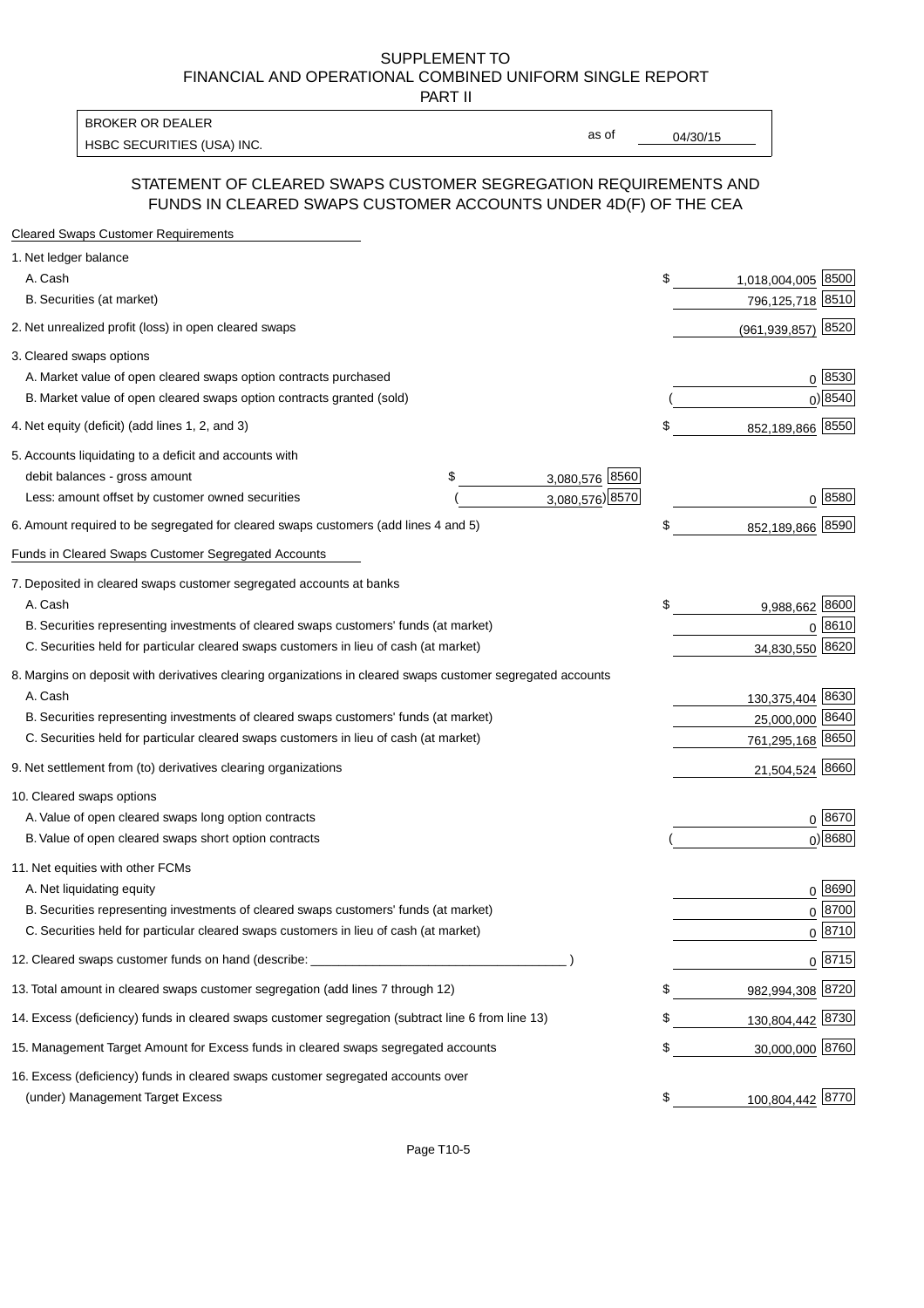SUPPLEMENT TO
FINANCIAL AND OPERATIONAL COMBINED UNIFORM SINGLE REPORT
PART II

| BROKER OR DEALER | | |
|---|---|---|
| HSBC SECURITIES (USA) INC. | as of | 04/30/15 |

## STATEMENT OF CLEARED SWAPS CUSTOMER SEGREGATION REQUIREMENTS AND FUNDS IN CLEARED SWAPS CUSTOMER ACCOUNTS UNDER 4D(F) OF THE CEA

| Cleared Swaps Customer Requirements | | | | |
|---|---|---|---|---|
| 1. Net ledger balance | | | | |
| A. Cash | | | $ 1,018,004,005 | 8500 |
| B. Securities (at market) | | | 796,125,718 | 8510 |
| 2. Net unrealized profit (loss) in open cleared swaps | | | (961,939,857) | 8520 |
| 3. Cleared swaps options | | | | |
| A. Market value of open cleared swaps option contracts purchased | | | 0 | 8530 |
| B. Market value of open cleared swaps option contracts granted (sold) | | | ( 0) | 8540 |
| 4. Net equity (deficit) (add lines 1, 2, and 3) | | | $ 852,189,866 | 8550 |
| 5. Accounts liquidating to a deficit and accounts with | | | | |
| debit balances - gross amount | $ 3,080,576 | 8560 | | |
| Less: amount offset by customer owned securities | ( 3,080,576) | 8570 | 0 | 8580 |
| 6. Amount required to be segregated for cleared swaps customers (add lines 4 and 5) | | | $ 852,189,866 | 8590 |
| **Funds in Cleared Swaps Customer Segregated Accounts** | | | | |
| 7. Deposited in cleared swaps customer segregated accounts at banks | | | | |
| A. Cash | | | $ 9,988,662 | 8600 |
| B. Securities representing investments of cleared swaps customers' funds (at market) | | | 0 | 8610 |
| C. Securities held for particular cleared swaps customers in lieu of cash (at market) | | | 34,830,550 | 8620 |
| 8. Margins on deposit with derivatives clearing organizations in cleared swaps customer segregated accounts | | | | |
| A. Cash | | | 130,375,404 | 8630 |
| B. Securities representing investments of cleared swaps customers' funds (at market) | | | 25,000,000 | 8640 |
| C. Securities held for particular cleared swaps customers in lieu of cash (at market) | | | 761,295,168 | 8650 |
| 9. Net settlement from (to) derivatives clearing organizations | | | 21,504,524 | 8660 |
| 10. Cleared swaps options | | | | |
| A. Value of open cleared swaps long option contracts | | | 0 | 8670 |
| B. Value of open cleared swaps short option contracts | | | ( 0) | 8680 |
| 11. Net equities with other FCMs | | | | |
| A. Net liquidating equity | | | 0 | 8690 |
| B. Securities representing investments of cleared swaps customers' funds (at market) | | | 0 | 8700 |
| C. Securities held for particular cleared swaps customers in lieu of cash (at market) | | | 0 | 8710 |
| 12. Cleared swaps customer funds on hand (describe: ) | | | 0 | 8715 |
| 13. Total amount in cleared swaps customer segregation (add lines 7 through 12) | | | $ 982,994,308 | 8720 |
| 14. Excess (deficiency) funds in cleared swaps customer segregation (subtract line 6 from line 13) | | | $ 130,804,442 | 8730 |
| 15. Management Target Amount for Excess funds in cleared swaps segregated accounts | | | $ 30,000,000 | 8760 |
| 16. Excess (deficiency) funds in cleared swaps customer segregated accounts over (under) Management Target Excess | | | $ 100,804,442 | 8770 |

Page T10-5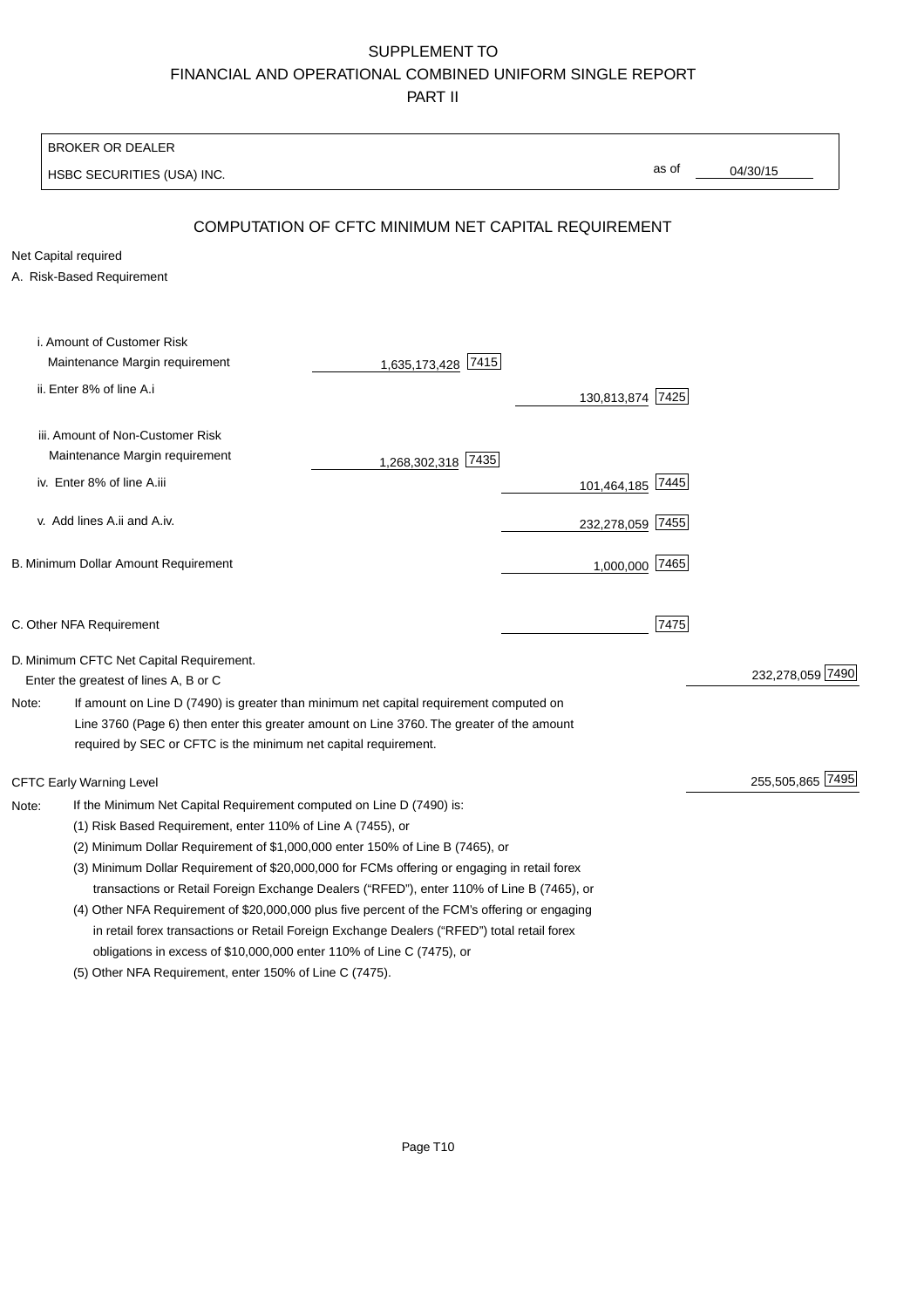# SUPPLEMENT TO
# FINANCIAL AND OPERATIONAL COMBINED UNIFORM SINGLE REPORT
# PART II

BROKER OR DEALER

HSBC SECURITIES (USA) INC. as of 04/30/15

## COMPUTATION OF CFTC MINIMUM NET CAPITAL REQUIREMENT

Net Capital required

A. Risk-Based Requirement

| | | | |
|---|---|---|---|
| i. Amount of Customer Risk Maintenance Margin requirement | 1,635,173,428 [7415] | | |
| ii. Enter 8% of line A.i | | 130,813,874 [7425] | |
| iii. Amount of Non-Customer Risk Maintenance Margin requirement | 1,268,302,318 [7435] | | |
| iv. Enter 8% of line A.iii | | 101,464,185 [7445] | |
| v. Add lines A.ii and A.iv. | | 232,278,059 [7455] | |
| B. Minimum Dollar Amount Requirement | | 1,000,000 [7465] | |
| C. Other NFA Requirement | | [7475] | |
| D. Minimum CFTC Net Capital Requirement. Enter the greatest of lines A, B or C | | | 232,278,059 [7490] |

Note: If amount on Line D (7490) is greater than minimum net capital requirement computed on Line 3760 (Page 6) then enter this greater amount on Line 3760. The greater of the amount required by SEC or CFTC is the minimum net capital requirement.

CFTC Early Warning Level 255,505,865 [7495]

Note: If the Minimum Net Capital Requirement computed on Line D (7490) is:

(1) Risk Based Requirement, enter 110% of Line A (7455), or

(2) Minimum Dollar Requirement of $1,000,000 enter 150% of Line B (7465), or

(3) Minimum Dollar Requirement of $20,000,000 for FCMs offering or engaging in retail forex transactions or Retail Foreign Exchange Dealers ("RFED"), enter 110% of Line B (7465), or

(4) Other NFA Requirement of $20,000,000 plus five percent of the FCM's offering or engaging in retail forex transactions or Retail Foreign Exchange Dealers ("RFED") total retail forex obligations in excess of $10,000,000 enter 110% of Line C (7475), or

(5) Other NFA Requirement, enter 150% of Line C (7475).